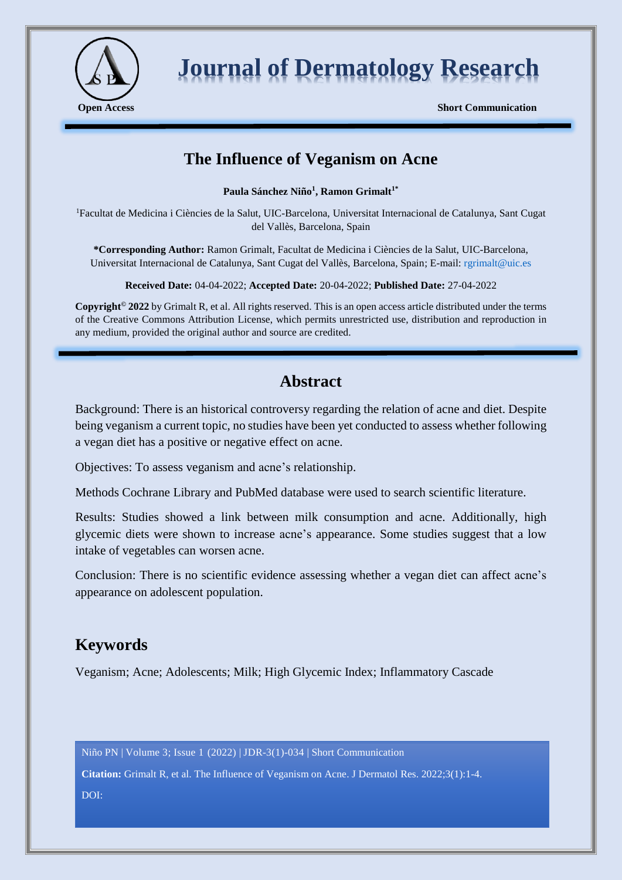Open Access

Short Communication

# The Influence of Veganism on Acne

**Paula Sánchez Niño[1], Ramon Grimalt[1*]**

[1]Facultat de Medicina i Ciències de la Salut, UIC-Barcelona, Universitat Internacional de Catalunya, Sant Cugat del Vallès, Barcelona, Spain

**\*Corresponding Author:** Ramon Grimalt, Facultat de Medicina i Ciències de la Salut, UIC-Barcelona, Universitat Internacional de Catalunya, Sant Cugat del Vallès, Barcelona, Spain; E-mail: rgrimalt@uic.es

**Received Date:** 04-04-2022; **Accepted Date:** 20-04-2022; **Published Date:** 27-04-2022

**Copyright© 2022** by Grimalt R, et al. All rights reserved. This is an open access article distributed under the terms of the Creative Commons Attribution License, which permits unrestricted use, distribution and reproduction in any medium, provided the original author and source are credited.

## Abstract

Background: There is an historical controversy regarding the relation of acne and diet. Despite being veganism a current topic, no studies have been yet conducted to assess whether following a vegan diet has a positive or negative effect on acne.

Objectives: To assess veganism and acne's relationship.

Methods Cochrane Library and PubMed database were used to search scientific literature.

Results: Studies showed a link between milk consumption and acne. Additionally, high glycemic diets were shown to increase acne's appearance. Some studies suggest that a low intake of vegetables can worsen acne.

Conclusion: There is no scientific evidence assessing whether a vegan diet can affect acne's appearance on adolescent population.

## Keywords

Veganism; Acne; Adolescents; Milk; High Glycemic Index; Inflammatory Cascade

**Citation:** Grimalt R, et al. The Influence of Veganism on Acne. J Dermatol Res. 2022;3(1):1-4.

DOI: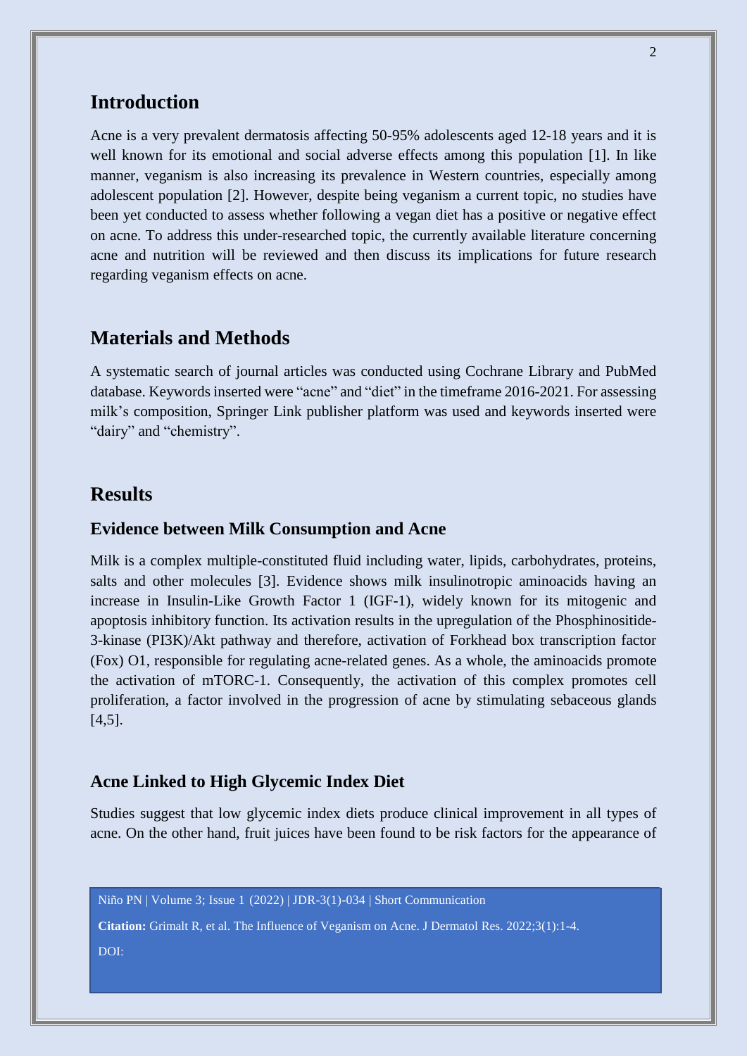## Introduction

Acne is a very prevalent dermatosis affecting 50-95% adolescents aged 12-18 years and it is well known for its emotional and social adverse effects among this population [1]. In like manner, veganism is also increasing its prevalence in Western countries, especially among adolescent population [2]. However, despite being veganism a current topic, no studies have been yet conducted to assess whether following a vegan diet has a positive or negative effect on acne. To address this under-researched topic, the currently available literature concerning acne and nutrition will be reviewed and then discuss its implications for future research regarding veganism effects on acne.

## Materials and Methods

A systematic search of journal articles was conducted using Cochrane Library and PubMed database. Keywords inserted were "acne" and "diet" in the timeframe 2016-2021. For assessing milk's composition, Springer Link publisher platform was used and keywords inserted were "dairy" and "chemistry".

## Results

### Evidence between Milk Consumption and Acne

Milk is a complex multiple-constituted fluid including water, lipids, carbohydrates, proteins, salts and other molecules [3]. Evidence shows milk insulinotropic aminoacids having an increase in Insulin-Like Growth Factor 1 (IGF-1), widely known for its mitogenic and apoptosis inhibitory function. Its activation results in the upregulation of the Phosphinositide-3-kinase (PI3K)/Akt pathway and therefore, activation of Forkhead box transcription factor (Fox) O1, responsible for regulating acne-related genes. As a whole, the aminoacids promote the activation of mTORC-1. Consequently, the activation of this complex promotes cell proliferation, a factor involved in the progression of acne by stimulating sebaceous glands [4,5].

### Acne Linked to High Glycemic Index Diet

Studies suggest that low glycemic index diets produce clinical improvement in all types of acne. On the other hand, fruit juices have been found to be risk factors for the appearance of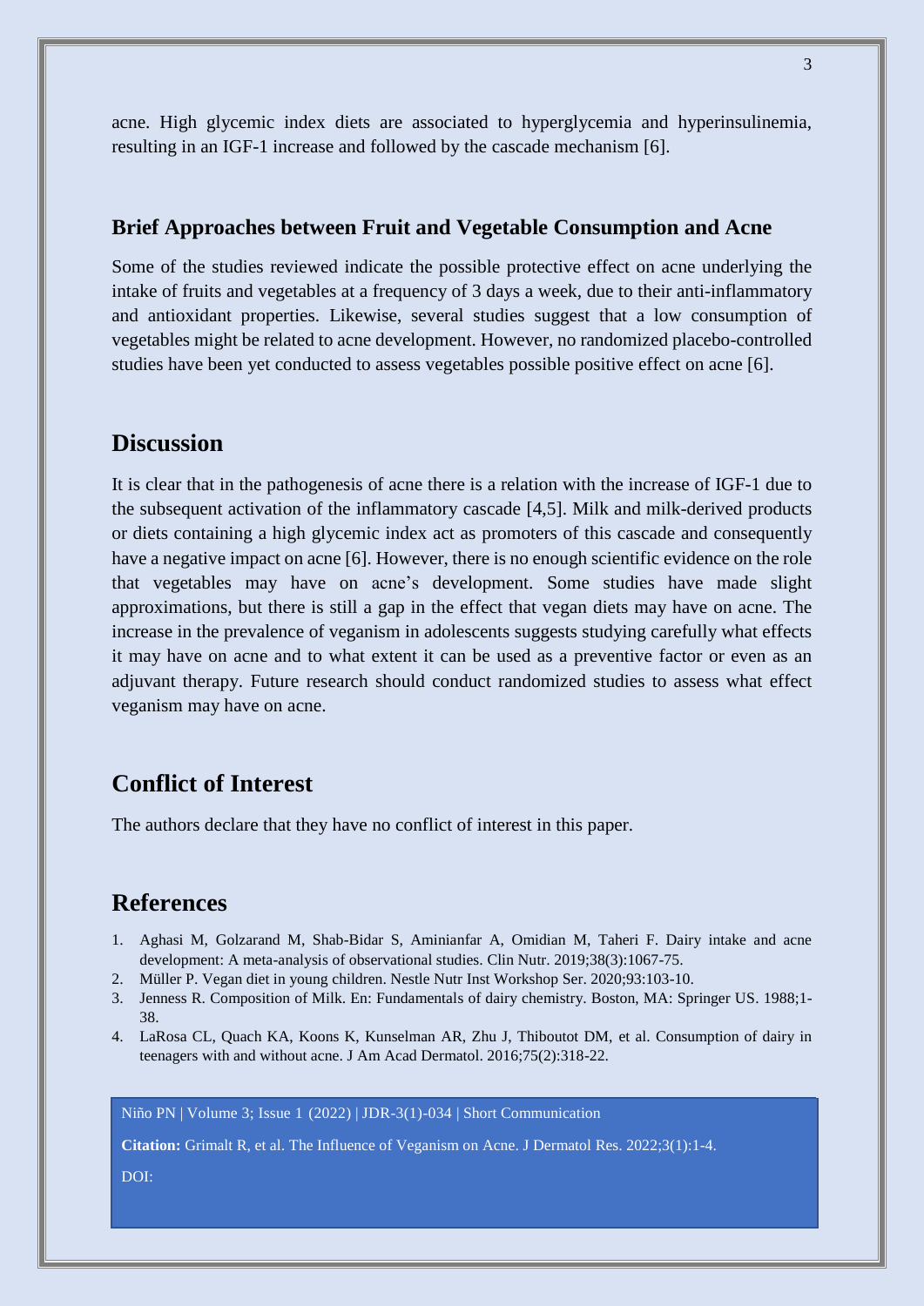acne. High glycemic index diets are associated to hyperglycemia and hyperinsulinemia, resulting in an IGF-1 increase and followed by the cascade mechanism [6].

### Brief Approaches between Fruit and Vegetable Consumption and Acne

Some of the studies reviewed indicate the possible protective effect on acne underlying the intake of fruits and vegetables at a frequency of 3 days a week, due to their anti-inflammatory and antioxidant properties. Likewise, several studies suggest that a low consumption of vegetables might be related to acne development. However, no randomized placebo-controlled studies have been yet conducted to assess vegetables possible positive effect on acne [6].

## Discussion

It is clear that in the pathogenesis of acne there is a relation with the increase of IGF-1 due to the subsequent activation of the inflammatory cascade [4,5]. Milk and milk-derived products or diets containing a high glycemic index act as promoters of this cascade and consequently have a negative impact on acne [6]. However, there is no enough scientific evidence on the role that vegetables may have on acne's development. Some studies have made slight approximations, but there is still a gap in the effect that vegan diets may have on acne. The increase in the prevalence of veganism in adolescents suggests studying carefully what effects it may have on acne and to what extent it can be used as a preventive factor or even as an adjuvant therapy. Future research should conduct randomized studies to assess what effect veganism may have on acne.

## Conflict of Interest

The authors declare that they have no conflict of interest in this paper.

## References

1. Aghasi M, Golzarand M, Shab-Bidar S, Aminianfar A, Omidian M, Taheri F. Dairy intake and acne development: A meta-analysis of observational studies. Clin Nutr. 2019;38(3):1067-75.
2. Müller P. Vegan diet in young children. Nestle Nutr Inst Workshop Ser. 2020;93:103-10.
3. Jenness R. Composition of Milk. En: Fundamentals of dairy chemistry. Boston, MA: Springer US. 1988;1-38.
4. LaRosa CL, Quach KA, Koons K, Kunselman AR, Zhu J, Thiboutot DM, et al. Consumption of dairy in teenagers with and without acne. J Am Acad Dermatol. 2016;75(2):318-22.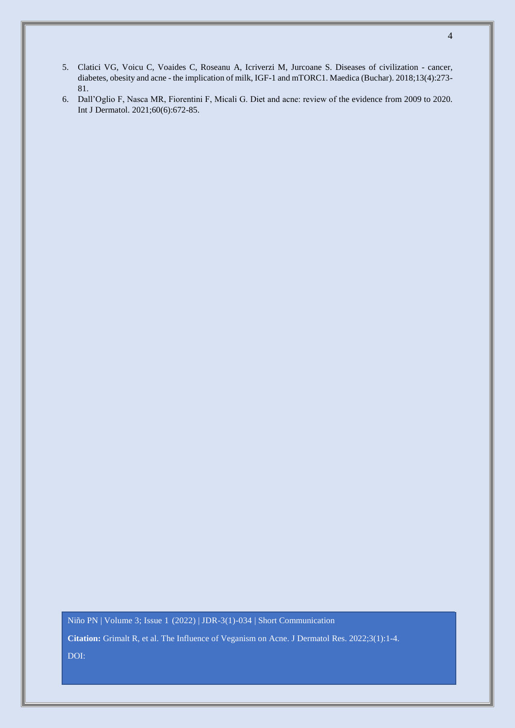5. Clatici VG, Voicu C, Voaides C, Roseanu A, Icriverzi M, Jurcoane S. Diseases of civilization - cancer, diabetes, obesity and acne - the implication of milk, IGF-1 and mTORC1. Maedica (Buchar). 2018;13(4):273-81.
6. Dall'Oglio F, Nasca MR, Fiorentini F, Micali G. Diet and acne: review of the evidence from 2009 to 2020. Int J Dermatol. 2021;60(6):672-85.